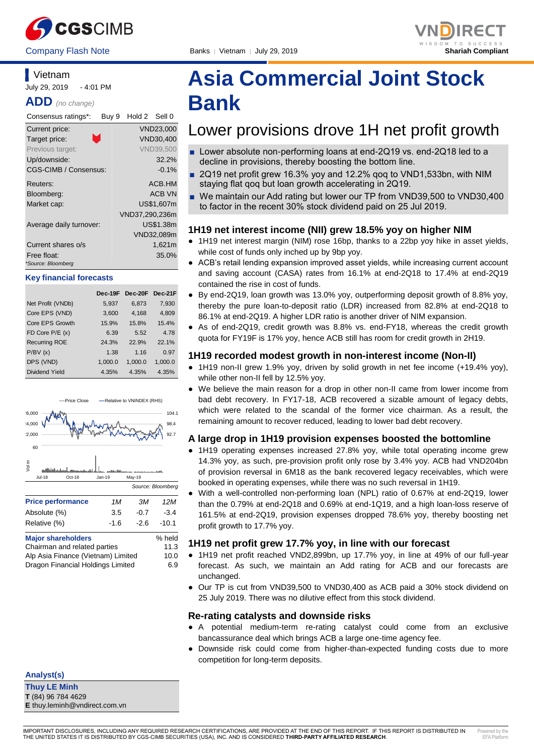CGSCIMB | Company Flash Note | Banks | Vietnam | July 29, 2019 | VNDIRECT Shariah Compliant

# Asia Commercial Joint Stock Bank

## Lower provisions drove 1H net profit growth

- Lower absolute non-performing loans at end-2Q19 vs. end-2Q18 led to a decline in provisions, thereby boosting the bottom line.
- 2Q19 net profit grew 16.3% yoy and 12.2% qoq to VND1,533bn, with NIM staying flat qoq but loan growth accelerating in 2Q19.
- We maintain our Add rating but lower our TP from VND39,500 to VND30,400 to factor in the recent 30% stock dividend paid on 25 Jul 2019.

### Vietnam

July 29, 2019 - 4:01 PM

**ADD** *(no change)*

| Consensus ratings*: | Buy 9 Hold 2 Sell 0 |
|---|---|
| Current price: | VND23,000 |
| Target price: | VND30,400 |
| Previous target: | VND39,500 |
| Up/downside: | 32.2% |
| CGS-CIMB / Consensus: | -0.1% |
| Reuters: | ACB.HM |
| Bloomberg: | ACB VN |
| Market cap: | US$1,607m |
| | VND37,290,236m |
| Average daily turnover: | US$1.38m |
| | VND32,089m |
| Current shares o/s | 1,621m |
| Free float: | 35.0% |

*Source: Bloomberg

**Key financial forecasts**

| | Dec-19F | Dec-20F | Dec-21F |
|---|---|---|---|
| Net Profit (VNDb) | 5,937 | 6,873 | 7,930 |
| Core EPS (VND) | 3,600 | 4,168 | 4,809 |
| Core EPS Growth | 15.9% | 15.8% | 15.4% |
| FD Core P/E (x) | 6.39 | 5.52 | 4.78 |
| Recurring ROE | 24.3% | 22.9% | 22.1% |
| P/BV (x) | 1.38 | 1.16 | 0.97 |
| DPS (VND) | 1,000.0 | 1,000.0 | 1,000.0 |
| Dividend Yield | 4.35% | 4.35% | 4.35% |

Source: Bloomberg

| Price performance | 1M | 3M | 12M |
|---|---|---|---|
| Absolute (%) | 3.5 | -0.7 | -3.4 |
| Relative (%) | -1.6 | -2.6 | -10.1 |

| Major shareholders | % held |
|---|---|
| Chairman and related parties | 11.3 |
| Alp Asia Finance (Vietnam) Limited | 10.0 |
| Dragon Financial Holdings Limited | 6.9 |

### 1H19 net interest income (NII) grew 18.5% yoy on higher NIM

- 1H19 net interest margin (NIM) rose 16bp, thanks to a 22bp yoy hike in asset yields, while cost of funds only inched up by 9bp yoy.
- ACB's retail lending expansion improved asset yields, while increasing current account and saving account (CASA) rates from 16.1% at end-2Q18 to 17.4% at end-2Q19 contained the rise in cost of funds.
- By end-2Q19, loan growth was 13.0% yoy, outperforming deposit growth of 8.8% yoy, thereby the pure loan-to-deposit ratio (LDR) increased from 82.8% at end-2Q18 to 86.1% at end-2Q19. A higher LDR ratio is another driver of NIM expansion.
- As of end-2Q19, credit growth was 8.8% vs. end-FY18, whereas the credit growth quota for FY19F is 17% yoy, hence ACB still has room for credit growth in 2H19.

### 1H19 recorded modest growth in non-interest income (Non-II)

- 1H19 non-II grew 1.9% yoy, driven by solid growth in net fee income (+19.4% yoy), while other non-II fell by 12.5% yoy.
- We believe the main reason for a drop in other non-II came from lower income from bad debt recovery. In FY17-18, ACB recovered a sizable amount of legacy debts, which were related to the scandal of the former vice chairman. As a result, the remaining amount to recover reduced, leading to lower bad debt recovery.

### A large drop in 1H19 provision expenses boosted the bottomline

- 1H19 operating expenses increased 27.8% yoy, while total operating income grew 14.3% yoy, as such, pre-provision profit only rose by 3.4% yoy. ACB had VND204bn of provision reversal in 6M18 as the bank recovered legacy receivables, which were booked in operating expenses, while there was no such reversal in 1H19.
- With a well-controlled non-performing loan (NPL) ratio of 0.67% at end-2Q19, lower than the 0.79% at end-2Q18 and 0.69% at end-1Q19, and a high loan-loss reserve of 161.5% at end-2Q19, provision expenses dropped 78.6% yoy, thereby boosting net profit growth to 17.7% yoy.

### 1H19 net profit grew 17.7% yoy, in line with our forecast

- 1H19 net profit reached VND2,899bn, up 17.7% yoy, in line at 49% of our full-year forecast. As such, we maintain an Add rating for ACB and our forecasts are unchanged.
- Our TP is cut from VND39,500 to VND30,400 as ACB paid a 30% stock dividend on 25 July 2019. There was no dilutive effect from this stock dividend.

### Re-rating catalysts and downside risks

- A potential medium-term re-rating catalyst could come from an exclusive bancassurance deal which brings ACB a large one-time agency fee.
- Downside risk could come from higher-than-expected funding costs due to more competition for long-term deposits.

**Analyst(s)**

**Thuy LE Minh**
**T** (84) 96 784 4629
**E** thuy.leminh@vndirect.com.vn

IMPORTANT DISCLOSURES, INCLUDING ANY REQUIRED RESEARCH CERTIFICATIONS, ARE PROVIDED AT THE END OF THIS REPORT. IF THIS REPORT IS DISTRIBUTED IN THE UNITED STATES IT IS DISTRIBUTED BY CGS-CIMB SECURITIES (USA), INC. AND IS CONSIDERED **THIRD-PARTY AFFILIATED RESEARCH**.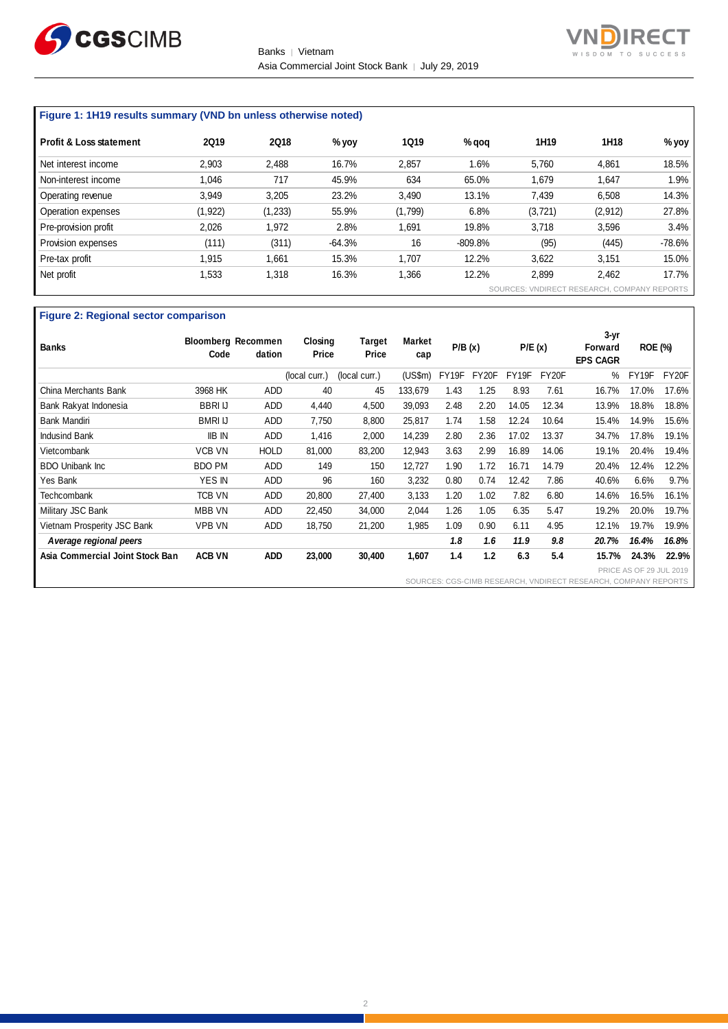**Figure 1: 1H19 results summary (VND bn unless otherwise noted)**

| Profit & Loss statement | 2Q19 | 2Q18 | % yoy | 1Q19 | % qoq | 1H19 | 1H18 | % yoy |
|---|---|---|---|---|---|---|---|---|
| Net interest income | 2,903 | 2,488 | 16.7% | 2,857 | 1.6% | 5,760 | 4,861 | 18.5% |
| Non-interest income | 1,046 | 717 | 45.9% | 634 | 65.0% | 1,679 | 1,647 | 1.9% |
| Operating revenue | 3,949 | 3,205 | 23.2% | 3,490 | 13.1% | 7,439 | 6,508 | 14.3% |
| Operation expenses | (1,922) | (1,233) | 55.9% | (1,799) | 6.8% | (3,721) | (2,912) | 27.8% |
| Pre-provision profit | 2,026 | 1,972 | 2.8% | 1,691 | 19.8% | 3,718 | 3,596 | 3.4% |
| Provision expenses | (111) | (311) | -64.3% | 16 | -809.8% | (95) | (445) | -78.6% |
| Pre-tax profit | 1,915 | 1,661 | 15.3% | 1,707 | 12.2% | 3,622 | 3,151 | 15.0% |
| Net profit | 1,533 | 1,318 | 16.3% | 1,366 | 12.2% | 2,899 | 2,462 | 17.7% |

SOURCES: VNDIRECT RESEARCH, COMPANY REPORTS

**Figure 2: Regional sector comparison**

| Banks | Bloomberg Code | Recommendation | Closing Price | Target Price | Market cap | P/B (x) | | P/E (x) | | 3-yr Forward EPS CAGR | ROE (%) | |
|---|---|---|---|---|---|---|---|---|---|---|---|---|
| | | | (local curr.) | (local curr.) | (US$m) | FY19F | FY20F | FY19F | FY20F | % | FY19F | FY20F |
| China Merchants Bank | 3968 HK | ADD | 40 | 45 | 133,679 | 1.43 | 1.25 | 8.93 | 7.61 | 16.7% | 17.0% | 17.6% |
| Bank Rakyat Indonesia | BBRI IJ | ADD | 4,440 | 4,500 | 39,093 | 2.48 | 2.20 | 14.05 | 12.34 | 13.9% | 18.8% | 18.8% |
| Bank Mandiri | BMRI IJ | ADD | 7,750 | 8,800 | 25,817 | 1.74 | 1.58 | 12.24 | 10.64 | 15.4% | 14.9% | 15.6% |
| Indusind Bank | IIB IN | ADD | 1,416 | 2,000 | 14,239 | 2.80 | 2.36 | 17.02 | 13.37 | 34.7% | 17.8% | 19.1% |
| Vietcombank | VCB VN | HOLD | 81,000 | 83,200 | 12,943 | 3.63 | 2.99 | 16.89 | 14.06 | 19.1% | 20.4% | 19.4% |
| BDO Unibank Inc | BDO PM | ADD | 149 | 150 | 12,727 | 1.90 | 1.72 | 16.71 | 14.79 | 20.4% | 12.4% | 12.2% |
| Yes Bank | YES IN | ADD | 96 | 160 | 3,232 | 0.80 | 0.74 | 12.42 | 7.86 | 40.6% | 6.6% | 9.7% |
| Techcombank | TCB VN | ADD | 20,800 | 27,400 | 3,133 | 1.20 | 1.02 | 7.82 | 6.80 | 14.6% | 16.5% | 16.1% |
| Military JSC Bank | MBB VN | ADD | 22,450 | 34,000 | 2,044 | 1.26 | 1.05 | 6.35 | 5.47 | 19.2% | 20.0% | 19.7% |
| Vietnam Prosperity JSC Bank | VPB VN | ADD | 18,750 | 21,200 | 1,985 | 1.09 | 0.90 | 6.11 | 4.95 | 12.1% | 19.7% | 19.9% |
| ***Average regional peers*** | | | | | | ***1.8*** | ***1.6*** | ***11.9*** | ***9.8*** | ***20.7%*** | ***16.4%*** | ***16.8%*** |
| **Asia Commercial Joint Stock Ban** | **ACB VN** | **ADD** | **23,000** | **30,400** | **1,607** | **1.4** | **1.2** | **6.3** | **5.4** | **15.7%** | **24.3%** | **22.9%** |

PRICE AS OF 29 JUL 2019

SOURCES: CGS-CIMB RESEARCH, VNDIRECT RESEARCH, COMPANY REPORTS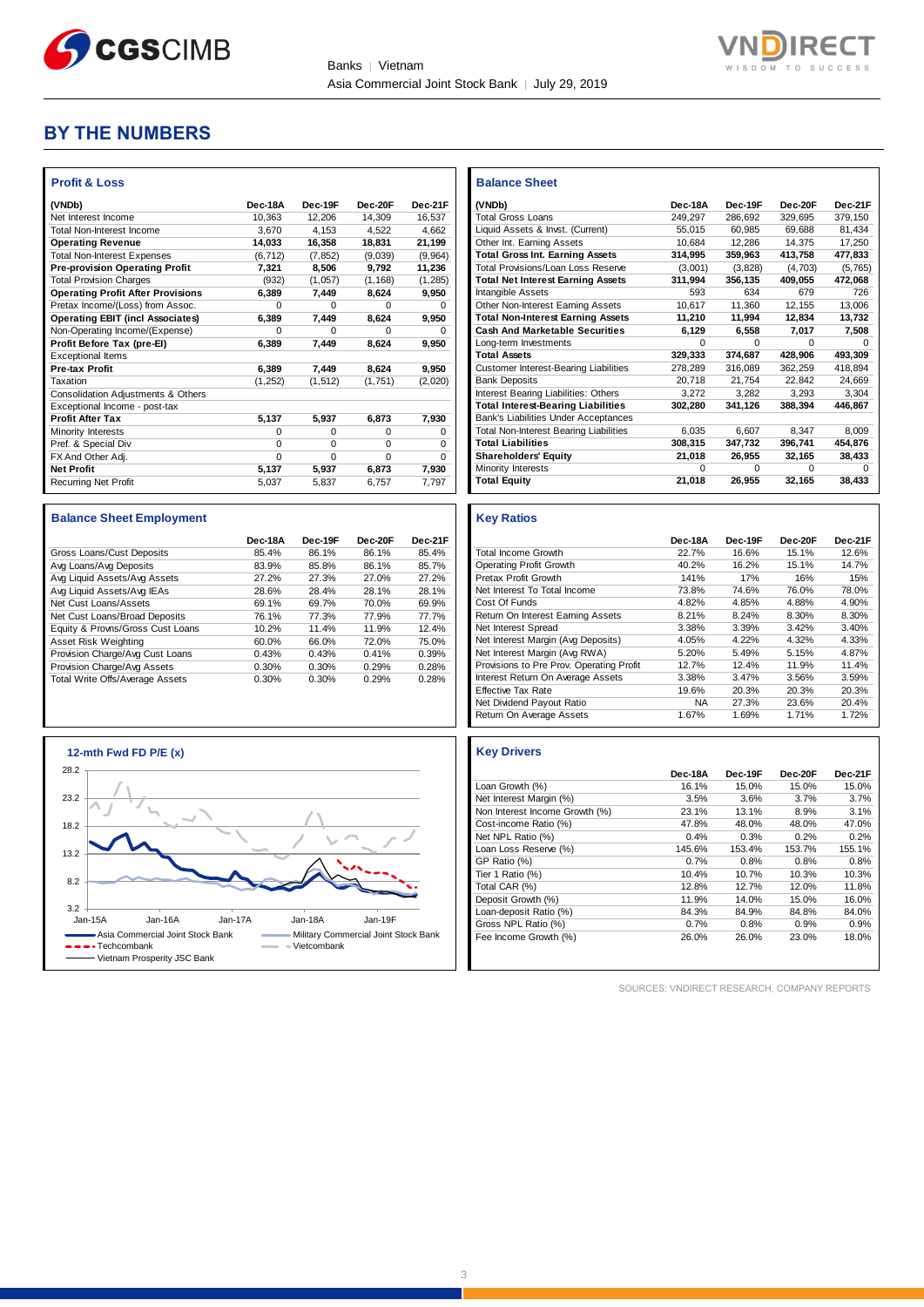# BY THE NUMBERS

## Profit & Loss

| (VNDb) | Dec-18A | Dec-19F | Dec-20F | Dec-21F |
|---|---|---|---|---|
| Net Interest Income | 10,363 | 12,206 | 14,309 | 16,537 |
| Total Non-Interest Income | 3,670 | 4,153 | 4,522 | 4,662 |
| **Operating Revenue** | **14,033** | **16,358** | **18,831** | **21,199** |
| Total Non-Interest Expenses | (6,712) | (7,852) | (9,039) | (9,964) |
| **Pre-provision Operating Profit** | **7,321** | **8,506** | **9,792** | **11,236** |
| Total Provision Charges | (932) | (1,057) | (1,168) | (1,285) |
| **Operating Profit After Provisions** | **6,389** | **7,449** | **8,624** | **9,950** |
| Pretax Income/(Loss) from Assoc. | 0 | 0 | 0 | 0 |
| **Operating EBIT (incl Associates)** | **6,389** | **7,449** | **8,624** | **9,950** |
| Non-Operating Income/(Expense) | 0 | 0 | 0 | 0 |
| **Profit Before Tax (pre-EI)** | **6,389** | **7,449** | **8,624** | **9,950** |
| Exceptional Items | | | | |
| **Pre-tax Profit** | **6,389** | **7,449** | **8,624** | **9,950** |
| Taxation | (1,252) | (1,512) | (1,751) | (2,020) |
| Consolidation Adjustments & Others | | | | |
| Exceptional Income - post-tax | | | | |
| **Profit After Tax** | **5,137** | **5,937** | **6,873** | **7,930** |
| Minority Interests | 0 | 0 | 0 | 0 |
| Pref. & Special Div | 0 | 0 | 0 | 0 |
| FX And Other Adj. | 0 | 0 | 0 | 0 |
| **Net Profit** | **5,137** | **5,937** | **6,873** | **7,930** |
| Recurring Net Profit | 5,037 | 5,837 | 6,757 | 7,797 |

## Balance Sheet

| (VNDb) | Dec-18A | Dec-19F | Dec-20F | Dec-21F |
|---|---|---|---|---|
| Total Gross Loans | 249,297 | 286,692 | 329,695 | 379,150 |
| Liquid Assets & Invst. (Current) | 55,015 | 60,985 | 69,688 | 81,434 |
| Other Int. Earning Assets | 10,684 | 12,286 | 14,375 | 17,250 |
| **Total Gross Int. Earning Assets** | **314,995** | **359,963** | **413,758** | **477,833** |
| Total Provisions/Loan Loss Reserve | (3,001) | (3,828) | (4,703) | (5,765) |
| **Total Net Interest Earning Assets** | **311,994** | **356,135** | **409,055** | **472,068** |
| Intangible Assets | 593 | 634 | 679 | 726 |
| Other Non-Interest Earning Assets | 10,617 | 11,360 | 12,155 | 13,006 |
| **Total Non-Interest Earning Assets** | **11,210** | **11,994** | **12,834** | **13,732** |
| **Cash And Marketable Securities** | **6,129** | **6,558** | **7,017** | **7,508** |
| Long-term Investments | 0 | 0 | 0 | 0 |
| **Total Assets** | **329,333** | **374,687** | **428,906** | **493,309** |
| Customer Interest-Bearing Liabilities | 278,289 | 316,089 | 362,259 | 418,894 |
| Bank Deposits | 20,718 | 21,754 | 22,842 | 24,669 |
| Interest Bearing Liabilities: Others | 3,272 | 3,282 | 3,293 | 3,304 |
| **Total Interest-Bearing Liabilities** | **302,280** | **341,126** | **388,394** | **446,867** |
| Bank's Liabilities Under Acceptances | | | | |
| Total Non-Interest Bearing Liabilities | 6,035 | 6,607 | 8,347 | 8,009 |
| **Total Liabilities** | **308,315** | **347,732** | **396,741** | **454,876** |
| **Shareholders' Equity** | **21,018** | **26,955** | **32,165** | **38,433** |
| Minority Interests | 0 | 0 | 0 | 0 |
| **Total Equity** | **21,018** | **26,955** | **32,165** | **38,433** |

## Balance Sheet Employment

| | Dec-18A | Dec-19F | Dec-20F | Dec-21F |
|---|---|---|---|---|
| Gross Loans/Cust Deposits | 85.4% | 86.1% | 86.1% | 85.4% |
| Avg Loans/Avg Deposits | 83.9% | 85.8% | 86.1% | 85.7% |
| Avg Liquid Assets/Avg Assets | 27.2% | 27.3% | 27.0% | 27.2% |
| Avg Liquid Assets/Avg IEAs | 28.6% | 28.4% | 28.1% | 28.1% |
| Net Cust Loans/Assets | 69.1% | 69.7% | 70.0% | 69.9% |
| Net Cust Loans/Broad Deposits | 76.1% | 77.3% | 77.9% | 77.7% |
| Equity & Provns/Gross Cust Loans | 10.2% | 11.4% | 11.9% | 12.4% |
| Asset Risk Weighting | 60.0% | 66.0% | 72.0% | 75.0% |
| Provision Charge/Avg Cust Loans | 0.43% | 0.43% | 0.41% | 0.39% |
| Provision Charge/Avg Assets | 0.30% | 0.30% | 0.29% | 0.28% |
| Total Write Offs/Average Assets | 0.30% | 0.30% | 0.29% | 0.28% |

## Key Ratios

| | Dec-18A | Dec-19F | Dec-20F | Dec-21F |
|---|---|---|---|---|
| Total Income Growth | 22.7% | 16.6% | 15.1% | 12.6% |
| Operating Profit Growth | 40.2% | 16.2% | 15.1% | 14.7% |
| Pretax Profit Growth | 141% | 17% | 16% | 15% |
| Net Interest To Total Income | 73.8% | 74.6% | 76.0% | 78.0% |
| Cost Of Funds | 4.82% | 4.85% | 4.88% | 4.90% |
| Return On Interest Earning Assets | 8.21% | 8.24% | 8.30% | 8.30% |
| Net Interest Spread | 3.38% | 3.39% | 3.42% | 3.40% |
| Net Interest Margin (Avg Deposits) | 4.05% | 4.22% | 4.32% | 4.33% |
| Net Interest Margin (Avg RWA) | 5.20% | 5.49% | 5.15% | 4.87% |
| Provisions to Pre Prov. Operating Profit | 12.7% | 12.4% | 11.9% | 11.4% |
| Interest Return On Average Assets | 3.38% | 3.47% | 3.56% | 3.59% |
| Effective Tax Rate | 19.6% | 20.3% | 20.3% | 20.3% |
| Net Dividend Payout Ratio | NA | 27.3% | 23.6% | 20.4% |
| Return On Average Assets | 1.67% | 1.69% | 1.71% | 1.72% |

## 12-mth Fwd FD P/E (x)

Legend: Asia Commercial Joint Stock Bank; Military Commercial Joint Stock Bank; Techcombank; Vietcombank; Vietnam Prosperity JSC Bank

## Key Drivers

| | Dec-18A | Dec-19F | Dec-20F | Dec-21F |
|---|---|---|---|---|
| Loan Growth (%) | 16.1% | 15.0% | 15.0% | 15.0% |
| Net Interest Margin (%) | 3.5% | 3.6% | 3.7% | 3.7% |
| Non Interest Income Growth (%) | 23.1% | 13.1% | 8.9% | 3.1% |
| Cost-income Ratio (%) | 47.8% | 48.0% | 48.0% | 47.0% |
| Net NPL Ratio (%) | 0.4% | 0.3% | 0.2% | 0.2% |
| Loan Loss Reserve (%) | 145.6% | 153.4% | 153.7% | 155.1% |
| GP Ratio (%) | 0.7% | 0.8% | 0.8% | 0.8% |
| Tier 1 Ratio (%) | 10.4% | 10.7% | 10.3% | 10.3% |
| Total CAR (%) | 12.8% | 12.7% | 12.0% | 11.8% |
| Deposit Growth (%) | 11.9% | 14.0% | 15.0% | 16.0% |
| Loan-deposit Ratio (%) | 84.3% | 84.9% | 84.8% | 84.0% |
| Gross NPL Ratio (%) | 0.7% | 0.8% | 0.9% | 0.9% |
| Fee Income Growth (%) | 26.0% | 26.0% | 23.0% | 18.0% |

SOURCES: VNDIRECT RESEARCH, COMPANY REPORTS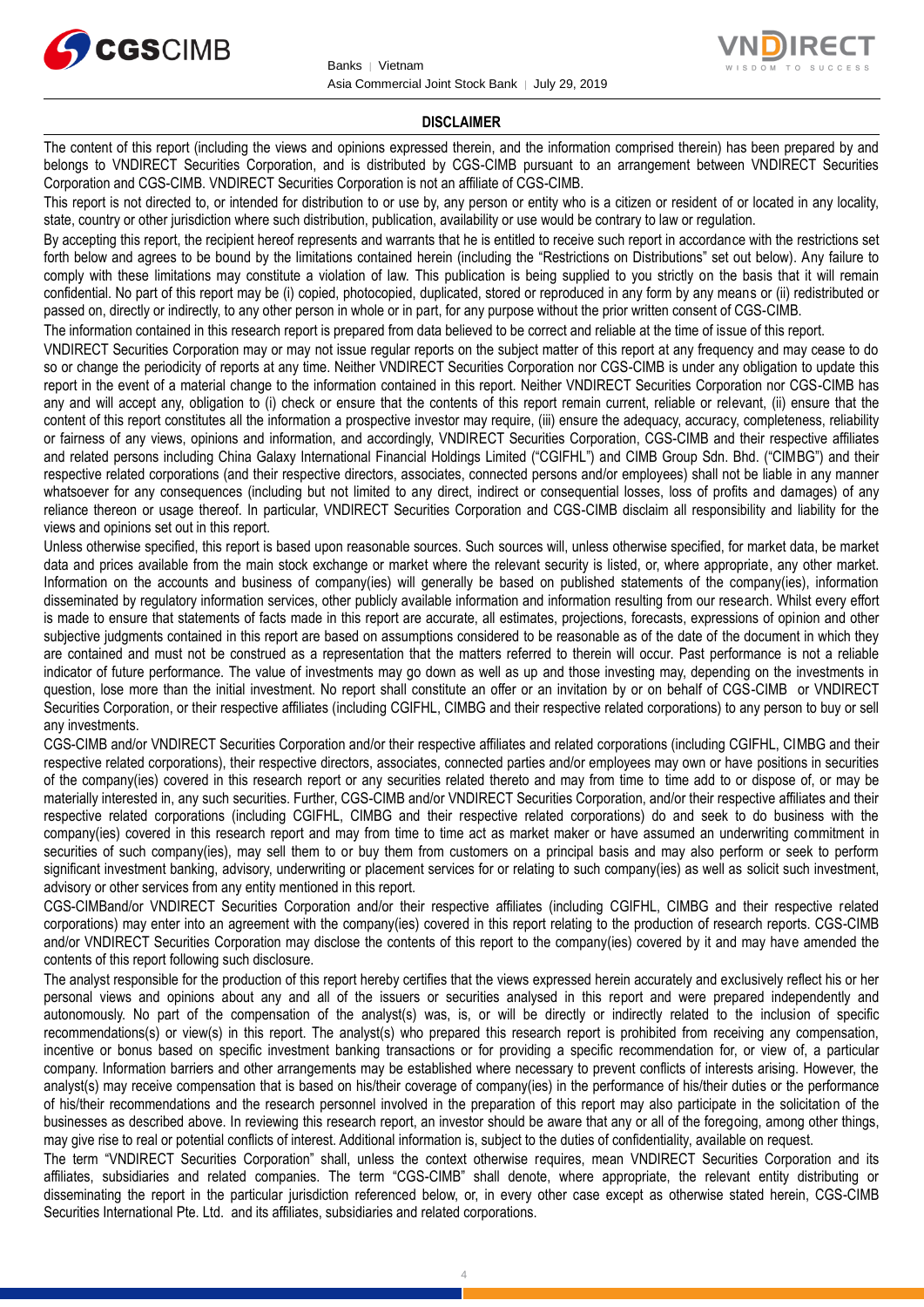## DISCLAIMER

The content of this report (including the views and opinions expressed therein, and the information comprised therein) has been prepared by and belongs to VNDIRECT Securities Corporation, and is distributed by CGS-CIMB pursuant to an arrangement between VNDIRECT Securities Corporation and CGS-CIMB. VNDIRECT Securities Corporation is not an affiliate of CGS-CIMB.

This report is not directed to, or intended for distribution to or use by, any person or entity who is a citizen or resident of or located in any locality, state, country or other jurisdiction where such distribution, publication, availability or use would be contrary to law or regulation.

By accepting this report, the recipient hereof represents and warrants that he is entitled to receive such report in accordance with the restrictions set forth below and agrees to be bound by the limitations contained herein (including the "Restrictions on Distributions" set out below). Any failure to comply with these limitations may constitute a violation of law. This publication is being supplied to you strictly on the basis that it will remain confidential. No part of this report may be (i) copied, photocopied, duplicated, stored or reproduced in any form by any means or (ii) redistributed or passed on, directly or indirectly, to any other person in whole or in part, for any purpose without the prior written consent of CGS-CIMB.

The information contained in this research report is prepared from data believed to be correct and reliable at the time of issue of this report.

VNDIRECT Securities Corporation may or may not issue regular reports on the subject matter of this report at any frequency and may cease to do so or change the periodicity of reports at any time. Neither VNDIRECT Securities Corporation nor CGS-CIMB is under any obligation to update this report in the event of a material change to the information contained in this report. Neither VNDIRECT Securities Corporation nor CGS-CIMB has any and will accept any, obligation to (i) check or ensure that the contents of this report remain current, reliable or relevant, (ii) ensure that the content of this report constitutes all the information a prospective investor may require, (iii) ensure the adequacy, accuracy, completeness, reliability or fairness of any views, opinions and information, and accordingly, VNDIRECT Securities Corporation, CGS-CIMB and their respective affiliates and related persons including China Galaxy International Financial Holdings Limited ("CGIFHL") and CIMB Group Sdn. Bhd. ("CIMBG") and their respective related corporations (and their respective directors, associates, connected persons and/or employees) shall not be liable in any manner whatsoever for any consequences (including but not limited to any direct, indirect or consequential losses, loss of profits and damages) of any reliance thereon or usage thereof. In particular, VNDIRECT Securities Corporation and CGS-CIMB disclaim all responsibility and liability for the views and opinions set out in this report.

Unless otherwise specified, this report is based upon reasonable sources. Such sources will, unless otherwise specified, for market data, be market data and prices available from the main stock exchange or market where the relevant security is listed, or, where appropriate, any other market. Information on the accounts and business of company(ies) will generally be based on published statements of the company(ies), information disseminated by regulatory information services, other publicly available information and information resulting from our research. Whilst every effort is made to ensure that statements of facts made in this report are accurate, all estimates, projections, forecasts, expressions of opinion and other subjective judgments contained in this report are based on assumptions considered to be reasonable as of the date of the document in which they are contained and must not be construed as a representation that the matters referred to therein will occur. Past performance is not a reliable indicator of future performance. The value of investments may go down as well as up and those investing may, depending on the investments in question, lose more than the initial investment. No report shall constitute an offer or an invitation by or on behalf of CGS-CIMB or VNDIRECT Securities Corporation, or their respective affiliates (including CGIFHL, CIMBG and their respective related corporations) to any person to buy or sell any investments.

CGS-CIMB and/or VNDIRECT Securities Corporation and/or their respective affiliates and related corporations (including CGIFHL, CIMBG and their respective related corporations), their respective directors, associates, connected parties and/or employees may own or have positions in securities of the company(ies) covered in this research report or any securities related thereto and may from time to time add to or dispose of, or may be materially interested in, any such securities. Further, CGS-CIMB and/or VNDIRECT Securities Corporation, and/or their respective affiliates and their respective related corporations (including CGIFHL, CIMBG and their respective related corporations) do and seek to do business with the company(ies) covered in this research report and may from time to time act as market maker or have assumed an underwriting commitment in securities of such company(ies), may sell them to or buy them from customers on a principal basis and may also perform or seek to perform significant investment banking, advisory, underwriting or placement services for or relating to such company(ies) as well as solicit such investment, advisory or other services from any entity mentioned in this report.

CGS-CIMBand/or VNDIRECT Securities Corporation and/or their respective affiliates (including CGIFHL, CIMBG and their respective related corporations) may enter into an agreement with the company(ies) covered in this report relating to the production of research reports. CGS-CIMB and/or VNDIRECT Securities Corporation may disclose the contents of this report to the company(ies) covered by it and may have amended the contents of this report following such disclosure.

The analyst responsible for the production of this report hereby certifies that the views expressed herein accurately and exclusively reflect his or her personal views and opinions about any and all of the issuers or securities analysed in this report and were prepared independently and autonomously. No part of the compensation of the analyst(s) was, is, or will be directly or indirectly related to the inclusion of specific recommendations(s) or view(s) in this report. The analyst(s) who prepared this research report is prohibited from receiving any compensation, incentive or bonus based on specific investment banking transactions or for providing a specific recommendation for, or view of, a particular company. Information barriers and other arrangements may be established where necessary to prevent conflicts of interests arising. However, the analyst(s) may receive compensation that is based on his/their coverage of company(ies) in the performance of his/their duties or the performance of his/their recommendations and the research personnel involved in the preparation of this report may also participate in the solicitation of the businesses as described above. In reviewing this research report, an investor should be aware that any or all of the foregoing, among other things, may give rise to real or potential conflicts of interest. Additional information is, subject to the duties of confidentiality, available on request.

The term "VNDIRECT Securities Corporation" shall, unless the context otherwise requires, mean VNDIRECT Securities Corporation and its affiliates, subsidiaries and related companies. The term "CGS-CIMB" shall denote, where appropriate, the relevant entity distributing or disseminating the report in the particular jurisdiction referenced below, or, in every other case except as otherwise stated herein, CGS-CIMB Securities International Pte. Ltd. and its affiliates, subsidiaries and related corporations.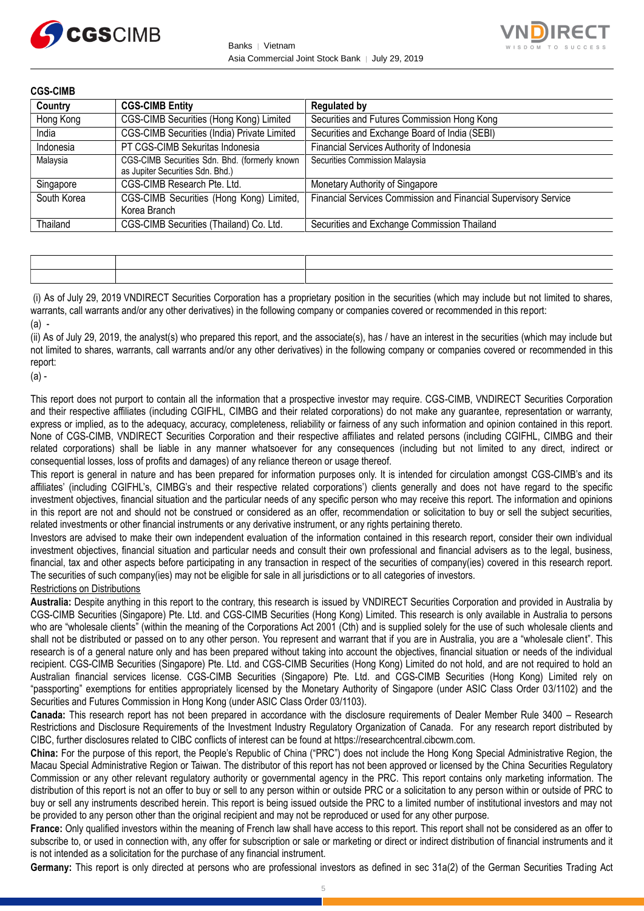**CGS-CIMB**

| Country | CGS-CIMB Entity | Regulated by |
|---|---|---|
| Hong Kong | CGS-CIMB Securities (Hong Kong) Limited | Securities and Futures Commission Hong Kong |
| India | CGS-CIMB Securities (India) Private Limited | Securities and Exchange Board of India (SEBI) |
| Indonesia | PT CGS-CIMB Sekuritas Indonesia | Financial Services Authority of Indonesia |
| Malaysia | CGS-CIMB Securities Sdn. Bhd. (formerly known as Jupiter Securities Sdn. Bhd.) | Securities Commission Malaysia |
| Singapore | CGS-CIMB Research Pte. Ltd. | Monetary Authority of Singapore |
| South Korea | CGS-CIMB Securities (Hong Kong) Limited, Korea Branch | Financial Services Commission and Financial Supervisory Service |
| Thailand | CGS-CIMB Securities (Thailand) Co. Ltd. | Securities and Exchange Commission Thailand |

(i) As of July 29, 2019 VNDIRECT Securities Corporation has a proprietary position in the securities (which may include but not limited to shares, warrants, call warrants and/or any other derivatives) in the following company or companies covered or recommended in this report:

(a) -

(ii) As of July 29, 2019, the analyst(s) who prepared this report, and the associate(s), has / have an interest in the securities (which may include but not limited to shares, warrants, call warrants and/or any other derivatives) in the following company or companies covered or recommended in this report:

(a) -

This report does not purport to contain all the information that a prospective investor may require. CGS-CIMB, VNDIRECT Securities Corporation and their respective affiliates (including CGIFHL, CIMBG and their related corporations) do not make any guarantee, representation or warranty, express or implied, as to the adequacy, accuracy, completeness, reliability or fairness of any such information and opinion contained in this report. None of CGS-CIMB, VNDIRECT Securities Corporation and their respective affiliates and related persons (including CGIFHL, CIMBG and their related corporations) shall be liable in any manner whatsoever for any consequences (including but not limited to any direct, indirect or consequential losses, loss of profits and damages) of any reliance thereon or usage thereof.

This report is general in nature and has been prepared for information purposes only. It is intended for circulation amongst CGS-CIMB's and its affiliates' (including CGIFHL's, CIMBG's and their respective related corporations') clients generally and does not have regard to the specific investment objectives, financial situation and the particular needs of any specific person who may receive this report. The information and opinions in this report are not and should not be construed or considered as an offer, recommendation or solicitation to buy or sell the subject securities, related investments or other financial instruments or any derivative instrument, or any rights pertaining thereto.

Investors are advised to make their own independent evaluation of the information contained in this research report, consider their own individual investment objectives, financial situation and particular needs and consult their own professional and financial advisers as to the legal, business, financial, tax and other aspects before participating in any transaction in respect of the securities of company(ies) covered in this research report. The securities of such company(ies) may not be eligible for sale in all jurisdictions or to all categories of investors.

Restrictions on Distributions

**Australia:** Despite anything in this report to the contrary, this research is issued by VNDIRECT Securities Corporation and provided in Australia by CGS-CIMB Securities (Singapore) Pte. Ltd. and CGS-CIMB Securities (Hong Kong) Limited. This research is only available in Australia to persons who are "wholesale clients" (within the meaning of the Corporations Act 2001 (Cth) and is supplied solely for the use of such wholesale clients and shall not be distributed or passed on to any other person. You represent and warrant that if you are in Australia, you are a "wholesale client". This research is of a general nature only and has been prepared without taking into account the objectives, financial situation or needs of the individual recipient. CGS-CIMB Securities (Singapore) Pte. Ltd. and CGS-CIMB Securities (Hong Kong) Limited do not hold, and are not required to hold an Australian financial services license. CGS-CIMB Securities (Singapore) Pte. Ltd. and CGS-CIMB Securities (Hong Kong) Limited rely on "passporting" exemptions for entities appropriately licensed by the Monetary Authority of Singapore (under ASIC Class Order 03/1102) and the Securities and Futures Commission in Hong Kong (under ASIC Class Order 03/1103).

**Canada:** This research report has not been prepared in accordance with the disclosure requirements of Dealer Member Rule 3400 – Research Restrictions and Disclosure Requirements of the Investment Industry Regulatory Organization of Canada. For any research report distributed by CIBC, further disclosures related to CIBC conflicts of interest can be found at https://researchcentral.cibcwm.com.

**China:** For the purpose of this report, the People's Republic of China ("PRC") does not include the Hong Kong Special Administrative Region, the Macau Special Administrative Region or Taiwan. The distributor of this report has not been approved or licensed by the China Securities Regulatory Commission or any other relevant regulatory authority or governmental agency in the PRC. This report contains only marketing information. The distribution of this report is not an offer to buy or sell to any person within or outside PRC or a solicitation to any person within or outside of PRC to buy or sell any instruments described herein. This report is being issued outside the PRC to a limited number of institutional investors and may not be provided to any person other than the original recipient and may not be reproduced or used for any other purpose.

**France:** Only qualified investors within the meaning of French law shall have access to this report. This report shall not be considered as an offer to subscribe to, or used in connection with, any offer for subscription or sale or marketing or direct or indirect distribution of financial instruments and it is not intended as a solicitation for the purchase of any financial instrument.

**Germany:** This report is only directed at persons who are professional investors as defined in sec 31a(2) of the German Securities Trading Act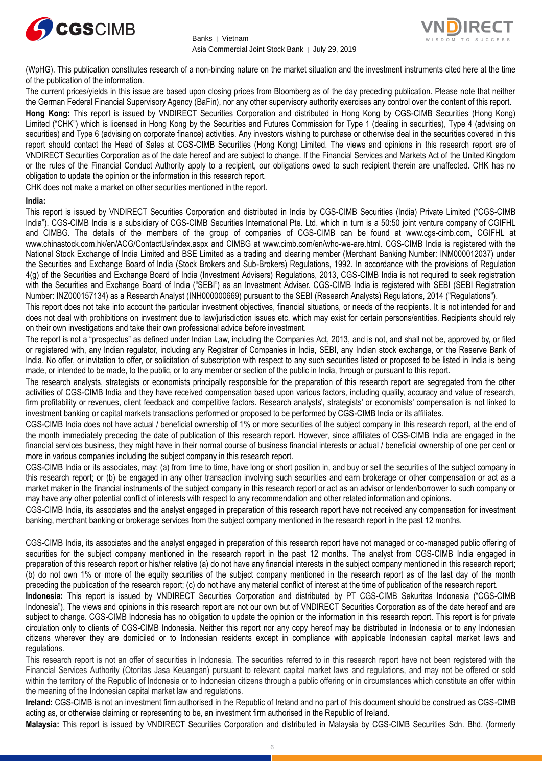(WpHG). This publication constitutes research of a non-binding nature on the market situation and the investment instruments cited here at the time of the publication of the information.

The current prices/yields in this issue are based upon closing prices from Bloomberg as of the day preceding publication. Please note that neither the German Federal Financial Supervisory Agency (BaFin), nor any other supervisory authority exercises any control over the content of this report.

**Hong Kong:** This report is issued by VNDIRECT Securities Corporation and distributed in Hong Kong by CGS-CIMB Securities (Hong Kong) Limited ("CHK") which is licensed in Hong Kong by the Securities and Futures Commission for Type 1 (dealing in securities), Type 4 (advising on securities) and Type 6 (advising on corporate finance) activities. Any investors wishing to purchase or otherwise deal in the securities covered in this report should contact the Head of Sales at CGS-CIMB Securities (Hong Kong) Limited. The views and opinions in this research report are of VNDIRECT Securities Corporation as of the date hereof and are subject to change. If the Financial Services and Markets Act of the United Kingdom or the rules of the Financial Conduct Authority apply to a recipient, our obligations owed to such recipient therein are unaffected. CHK has no obligation to update the opinion or the information in this research report.

CHK does not make a market on other securities mentioned in the report.

**India:**

This report is issued by VNDIRECT Securities Corporation and distributed in India by CGS-CIMB Securities (India) Private Limited ("CGS-CIMB India"). CGS-CIMB India is a subsidiary of CGS-CIMB Securities International Pte. Ltd. which in turn is a 50:50 joint venture company of CGIFHL and CIMBG. The details of the members of the group of companies of CGS-CIMB can be found at www.cgs-cimb.com, CGIFHL at www.chinastock.com.hk/en/ACG/ContactUs/index.aspx and CIMBG at www.cimb.com/en/who-we-are.html. CGS-CIMB India is registered with the National Stock Exchange of India Limited and BSE Limited as a trading and clearing member (Merchant Banking Number: INM000012037) under the Securities and Exchange Board of India (Stock Brokers and Sub-Brokers) Regulations, 1992. In accordance with the provisions of Regulation 4(g) of the Securities and Exchange Board of India (Investment Advisers) Regulations, 2013, CGS-CIMB India is not required to seek registration with the Securities and Exchange Board of India ("SEBI") as an Investment Adviser. CGS-CIMB India is registered with SEBI (SEBI Registration Number: INZ000157134) as a Research Analyst (INH000000669) pursuant to the SEBI (Research Analysts) Regulations, 2014 ("Regulations").

This report does not take into account the particular investment objectives, financial situations, or needs of the recipients. It is not intended for and does not deal with prohibitions on investment due to law/jurisdiction issues etc. which may exist for certain persons/entities. Recipients should rely on their own investigations and take their own professional advice before investment.

The report is not a "prospectus" as defined under Indian Law, including the Companies Act, 2013, and is not, and shall not be, approved by, or filed or registered with, any Indian regulator, including any Registrar of Companies in India, SEBI, any Indian stock exchange, or the Reserve Bank of India. No offer, or invitation to offer, or solicitation of subscription with respect to any such securities listed or proposed to be listed in India is being made, or intended to be made, to the public, or to any member or section of the public in India, through or pursuant to this report.

The research analysts, strategists or economists principally responsible for the preparation of this research report are segregated from the other activities of CGS-CIMB India and they have received compensation based upon various factors, including quality, accuracy and value of research, firm profitability or revenues, client feedback and competitive factors. Research analysts', strategists' or economists' compensation is not linked to investment banking or capital markets transactions performed or proposed to be performed by CGS-CIMB India or its affiliates.

CGS-CIMB India does not have actual / beneficial ownership of 1% or more securities of the subject company in this research report, at the end of the month immediately preceding the date of publication of this research report. However, since affiliates of CGS-CIMB India are engaged in the financial services business, they might have in their normal course of business financial interests or actual / beneficial ownership of one per cent or more in various companies including the subject company in this research report.

CGS-CIMB India or its associates, may: (a) from time to time, have long or short position in, and buy or sell the securities of the subject company in this research report; or (b) be engaged in any other transaction involving such securities and earn brokerage or other compensation or act as a market maker in the financial instruments of the subject company in this research report or act as an advisor or lender/borrower to such company or may have any other potential conflict of interests with respect to any recommendation and other related information and opinions.

CGS-CIMB India, its associates and the analyst engaged in preparation of this research report have not received any compensation for investment banking, merchant banking or brokerage services from the subject company mentioned in the research report in the past 12 months.

CGS-CIMB India, its associates and the analyst engaged in preparation of this research report have not managed or co-managed public offering of securities for the subject company mentioned in the research report in the past 12 months. The analyst from CGS-CIMB India engaged in preparation of this research report or his/her relative (a) do not have any financial interests in the subject company mentioned in this research report; (b) do not own 1% or more of the equity securities of the subject company mentioned in the research report as of the last day of the month preceding the publication of the research report; (c) do not have any material conflict of interest at the time of publication of the research report.

**Indonesia:** This report is issued by VNDIRECT Securities Corporation and distributed by PT CGS-CIMB Sekuritas Indonesia ("CGS-CIMB Indonesia"). The views and opinions in this research report are not our own but of VNDIRECT Securities Corporation as of the date hereof and are subject to change. CGS-CIMB Indonesia has no obligation to update the opinion or the information in this research report. This report is for private circulation only to clients of CGS-CIMB Indonesia. Neither this report nor any copy hereof may be distributed in Indonesia or to any Indonesian citizens wherever they are domiciled or to Indonesian residents except in compliance with applicable Indonesian capital market laws and regulations.

This research report is not an offer of securities in Indonesia. The securities referred to in this research report have not been registered with the Financial Services Authority (Otoritas Jasa Keuangan) pursuant to relevant capital market laws and regulations, and may not be offered or sold within the territory of the Republic of Indonesia or to Indonesian citizens through a public offering or in circumstances which constitute an offer within the meaning of the Indonesian capital market law and regulations.

**Ireland:** CGS-CIMB is not an investment firm authorised in the Republic of Ireland and no part of this document should be construed as CGS-CIMB acting as, or otherwise claiming or representing to be, an investment firm authorised in the Republic of Ireland.

**Malaysia:** This report is issued by VNDIRECT Securities Corporation and distributed in Malaysia by CGS-CIMB Securities Sdn. Bhd. (formerly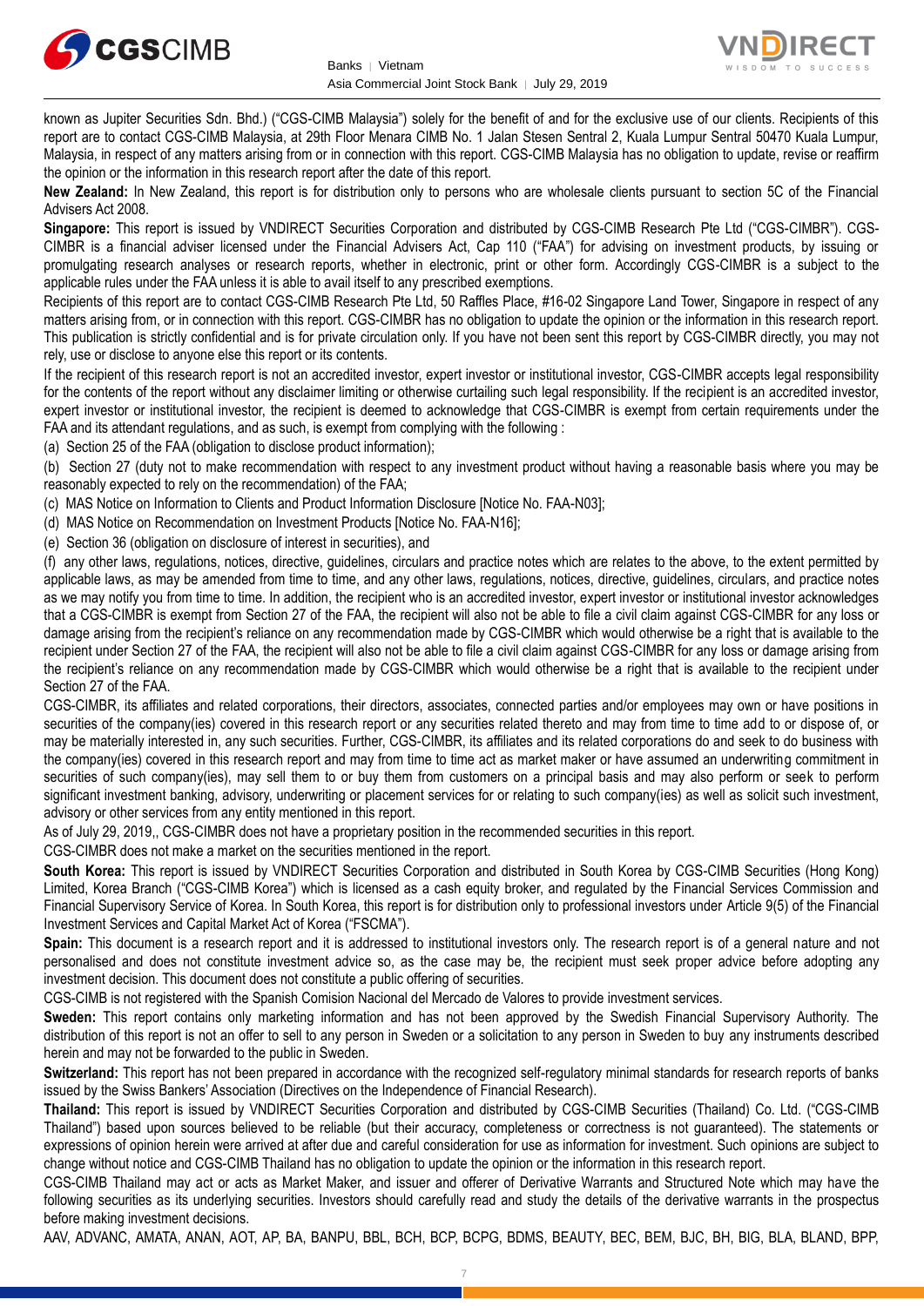known as Jupiter Securities Sdn. Bhd.) ("CGS-CIMB Malaysia") solely for the benefit of and for the exclusive use of our clients. Recipients of this report are to contact CGS-CIMB Malaysia, at 29th Floor Menara CIMB No. 1 Jalan Stesen Sentral 2, Kuala Lumpur Sentral 50470 Kuala Lumpur, Malaysia, in respect of any matters arising from or in connection with this report. CGS-CIMB Malaysia has no obligation to update, revise or reaffirm the opinion or the information in this research report after the date of this report.

**New Zealand:** In New Zealand, this report is for distribution only to persons who are wholesale clients pursuant to section 5C of the Financial Advisers Act 2008.

**Singapore:** This report is issued by VNDIRECT Securities Corporation and distributed by CGS-CIMB Research Pte Ltd ("CGS-CIMBR"). CGS-CIMBR is a financial adviser licensed under the Financial Advisers Act, Cap 110 ("FAA") for advising on investment products, by issuing or promulgating research analyses or research reports, whether in electronic, print or other form. Accordingly CGS-CIMBR is a subject to the applicable rules under the FAA unless it is able to avail itself to any prescribed exemptions.

Recipients of this report are to contact CGS-CIMB Research Pte Ltd, 50 Raffles Place, #16-02 Singapore Land Tower, Singapore in respect of any matters arising from, or in connection with this report. CGS-CIMBR has no obligation to update the opinion or the information in this research report. This publication is strictly confidential and is for private circulation only. If you have not been sent this report by CGS-CIMBR directly, you may not rely, use or disclose to anyone else this report or its contents.

If the recipient of this research report is not an accredited investor, expert investor or institutional investor, CGS-CIMBR accepts legal responsibility for the contents of the report without any disclaimer limiting or otherwise curtailing such legal responsibility. If the recipient is an accredited investor, expert investor or institutional investor, the recipient is deemed to acknowledge that CGS-CIMBR is exempt from certain requirements under the FAA and its attendant regulations, and as such, is exempt from complying with the following :

(a) Section 25 of the FAA (obligation to disclose product information);

(b) Section 27 (duty not to make recommendation with respect to any investment product without having a reasonable basis where you may be reasonably expected to rely on the recommendation) of the FAA;

(c) MAS Notice on Information to Clients and Product Information Disclosure [Notice No. FAA-N03];

(d) MAS Notice on Recommendation on Investment Products [Notice No. FAA-N16];

(e) Section 36 (obligation on disclosure of interest in securities), and

(f) any other laws, regulations, notices, directive, guidelines, circulars and practice notes which are relates to the above, to the extent permitted by applicable laws, as may be amended from time to time, and any other laws, regulations, notices, directive, guidelines, circulars, and practice notes as we may notify you from time to time. In addition, the recipient who is an accredited investor, expert investor or institutional investor acknowledges that a CGS-CIMBR is exempt from Section 27 of the FAA, the recipient will also not be able to file a civil claim against CGS-CIMBR for any loss or damage arising from the recipient's reliance on any recommendation made by CGS-CIMBR which would otherwise be a right that is available to the recipient under Section 27 of the FAA, the recipient will also not be able to file a civil claim against CGS-CIMBR for any loss or damage arising from the recipient's reliance on any recommendation made by CGS-CIMBR which would otherwise be a right that is available to the recipient under Section 27 of the FAA.

CGS-CIMBR, its affiliates and related corporations, their directors, associates, connected parties and/or employees may own or have positions in securities of the company(ies) covered in this research report or any securities related thereto and may from time to time add to or dispose of, or may be materially interested in, any such securities. Further, CGS-CIMBR, its affiliates and its related corporations do and seek to do business with the company(ies) covered in this research report and may from time to time act as market maker or have assumed an underwriting commitment in securities of such company(ies), may sell them to or buy them from customers on a principal basis and may also perform or seek to perform significant investment banking, advisory, underwriting or placement services for or relating to such company(ies) as well as solicit such investment, advisory or other services from any entity mentioned in this report.

As of July 29, 2019,, CGS-CIMBR does not have a proprietary position in the recommended securities in this report.

CGS-CIMBR does not make a market on the securities mentioned in the report.

**South Korea:** This report is issued by VNDIRECT Securities Corporation and distributed in South Korea by CGS-CIMB Securities (Hong Kong) Limited, Korea Branch ("CGS-CIMB Korea") which is licensed as a cash equity broker, and regulated by the Financial Services Commission and Financial Supervisory Service of Korea. In South Korea, this report is for distribution only to professional investors under Article 9(5) of the Financial Investment Services and Capital Market Act of Korea ("FSCMA").

**Spain:** This document is a research report and it is addressed to institutional investors only. The research report is of a general nature and not personalised and does not constitute investment advice so, as the case may be, the recipient must seek proper advice before adopting any investment decision. This document does not constitute a public offering of securities.

CGS-CIMB is not registered with the Spanish Comision Nacional del Mercado de Valores to provide investment services.

**Sweden:** This report contains only marketing information and has not been approved by the Swedish Financial Supervisory Authority. The distribution of this report is not an offer to sell to any person in Sweden or a solicitation to any person in Sweden to buy any instruments described herein and may not be forwarded to the public in Sweden.

**Switzerland:** This report has not been prepared in accordance with the recognized self-regulatory minimal standards for research reports of banks issued by the Swiss Bankers' Association (Directives on the Independence of Financial Research).

**Thailand:** This report is issued by VNDIRECT Securities Corporation and distributed by CGS-CIMB Securities (Thailand) Co. Ltd. ("CGS-CIMB Thailand") based upon sources believed to be reliable (but their accuracy, completeness or correctness is not guaranteed). The statements or expressions of opinion herein were arrived at after due and careful consideration for use as information for investment. Such opinions are subject to change without notice and CGS-CIMB Thailand has no obligation to update the opinion or the information in this research report.

CGS-CIMB Thailand may act or acts as Market Maker, and issuer and offerer of Derivative Warrants and Structured Note which may have the following securities as its underlying securities. Investors should carefully read and study the details of the derivative warrants in the prospectus before making investment decisions.

AAV, ADVANC, AMATA, ANAN, AOT, AP, BA, BANPU, BBL, BCH, BCP, BCPG, BDMS, BEAUTY, BEC, BEM, BJC, BH, BIG, BLA, BLAND, BPP,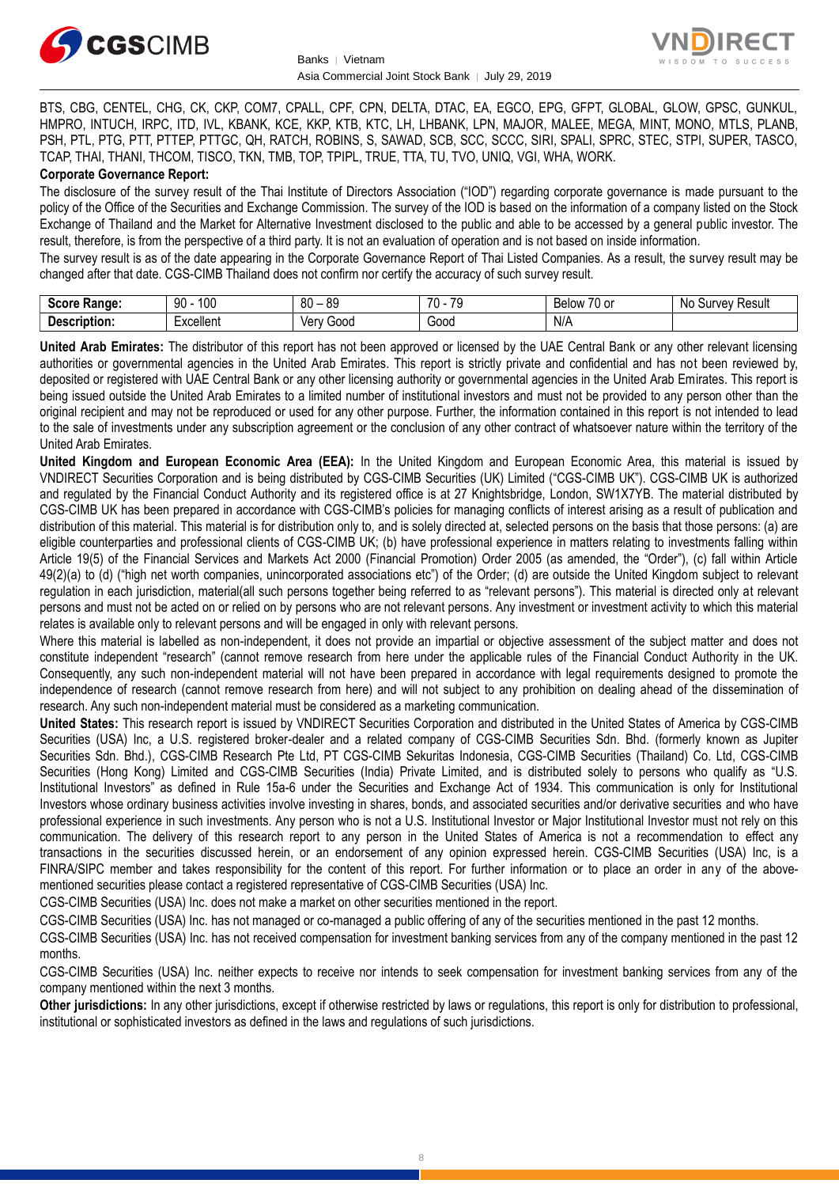BTS, CBG, CENTEL, CHG, CK, CKP, COM7, CPALL, CPF, CPN, DELTA, DTAC, EA, EGCO, EPG, GFPT, GLOBAL, GLOW, GPSC, GUNKUL, HMPRO, INTUCH, IRPC, ITD, IVL, KBANK, KCE, KKP, KTB, KTC, LH, LHBANK, LPN, MAJOR, MALEE, MEGA, MINT, MONO, MTLS, PLANB, PSH, PTL, PTG, PTT, PTTEP, PTTGC, QH, RATCH, ROBINS, S, SAWAD, SCB, SCC, SCCC, SIRI, SPALI, SPRC, STEC, STPI, SUPER, TASCO, TCAP, THAI, THANI, THCOM, TISCO, TKN, TMB, TOP, TPIPL, TRUE, TTA, TU, TVO, UNIQ, VGI, WHA, WORK.

**Corporate Governance Report:**

The disclosure of the survey result of the Thai Institute of Directors Association ("IOD") regarding corporate governance is made pursuant to the policy of the Office of the Securities and Exchange Commission. The survey of the IOD is based on the information of a company listed on the Stock Exchange of Thailand and the Market for Alternative Investment disclosed to the public and able to be accessed by a general public investor. The result, therefore, is from the perspective of a third party. It is not an evaluation of operation and is not based on inside information.

The survey result is as of the date appearing in the Corporate Governance Report of Thai Listed Companies. As a result, the survey result may be changed after that date. CGS-CIMB Thailand does not confirm nor certify the accuracy of such survey result.

| **Score Range:** | 90 - 100 | 80 – 89 | 70 - 79 | Below 70 or | No Survey Result |
|---|---|---|---|---|---|
| **Description:** | Excellent | Very Good | Good | N/A | |

**United Arab Emirates:** The distributor of this report has not been approved or licensed by the UAE Central Bank or any other relevant licensing authorities or governmental agencies in the United Arab Emirates. This report is strictly private and confidential and has not been reviewed by, deposited or registered with UAE Central Bank or any other licensing authority or governmental agencies in the United Arab Emirates. This report is being issued outside the United Arab Emirates to a limited number of institutional investors and must not be provided to any person other than the original recipient and may not be reproduced or used for any other purpose. Further, the information contained in this report is not intended to lead to the sale of investments under any subscription agreement or the conclusion of any other contract of whatsoever nature within the territory of the United Arab Emirates.

**United Kingdom and European Economic Area (EEA):** In the United Kingdom and European Economic Area, this material is issued by VNDIRECT Securities Corporation and is being distributed by CGS-CIMB Securities (UK) Limited ("CGS-CIMB UK"). CGS-CIMB UK is authorized and regulated by the Financial Conduct Authority and its registered office is at 27 Knightsbridge, London, SW1X7YB. The material distributed by CGS-CIMB UK has been prepared in accordance with CGS-CIMB's policies for managing conflicts of interest arising as a result of publication and distribution of this material. This material is for distribution only to, and is solely directed at, selected persons on the basis that those persons: (a) are eligible counterparties and professional clients of CGS-CIMB UK; (b) have professional experience in matters relating to investments falling within Article 19(5) of the Financial Services and Markets Act 2000 (Financial Promotion) Order 2005 (as amended, the "Order"), (c) fall within Article 49(2)(a) to (d) ("high net worth companies, unincorporated associations etc") of the Order; (d) are outside the United Kingdom subject to relevant regulation in each jurisdiction, material(all such persons together being referred to as "relevant persons"). This material is directed only at relevant persons and must not be acted on or relied on by persons who are not relevant persons. Any investment or investment activity to which this material relates is available only to relevant persons and will be engaged in only with relevant persons.

Where this material is labelled as non-independent, it does not provide an impartial or objective assessment of the subject matter and does not constitute independent "research" (cannot remove research from here under the applicable rules of the Financial Conduct Authority in the UK. Consequently, any such non-independent material will not have been prepared in accordance with legal requirements designed to promote the independence of research (cannot remove research from here) and will not subject to any prohibition on dealing ahead of the dissemination of research. Any such non-independent material must be considered as a marketing communication.

**United States:** This research report is issued by VNDIRECT Securities Corporation and distributed in the United States of America by CGS-CIMB Securities (USA) Inc, a U.S. registered broker-dealer and a related company of CGS-CIMB Securities Sdn. Bhd. (formerly known as Jupiter Securities Sdn. Bhd.), CGS-CIMB Research Pte Ltd, PT CGS-CIMB Sekuritas Indonesia, CGS-CIMB Securities (Thailand) Co. Ltd, CGS-CIMB Securities (Hong Kong) Limited and CGS-CIMB Securities (India) Private Limited, and is distributed solely to persons who qualify as "U.S. Institutional Investors" as defined in Rule 15a-6 under the Securities and Exchange Act of 1934. This communication is only for Institutional Investors whose ordinary business activities involve investing in shares, bonds, and associated securities and/or derivative securities and who have professional experience in such investments. Any person who is not a U.S. Institutional Investor or Major Institutional Investor must not rely on this communication. The delivery of this research report to any person in the United States of America is not a recommendation to effect any transactions in the securities discussed herein, or an endorsement of any opinion expressed herein. CGS-CIMB Securities (USA) Inc, is a FINRA/SIPC member and takes responsibility for the content of this report. For further information or to place an order in any of the above-mentioned securities please contact a registered representative of CGS-CIMB Securities (USA) Inc.

CGS-CIMB Securities (USA) Inc. does not make a market on other securities mentioned in the report.

CGS-CIMB Securities (USA) Inc. has not managed or co-managed a public offering of any of the securities mentioned in the past 12 months.

CGS-CIMB Securities (USA) Inc. has not received compensation for investment banking services from any of the company mentioned in the past 12 months.

CGS-CIMB Securities (USA) Inc. neither expects to receive nor intends to seek compensation for investment banking services from any of the company mentioned within the next 3 months.

**Other jurisdictions:** In any other jurisdictions, except if otherwise restricted by laws or regulations, this report is only for distribution to professional, institutional or sophisticated investors as defined in the laws and regulations of such jurisdictions.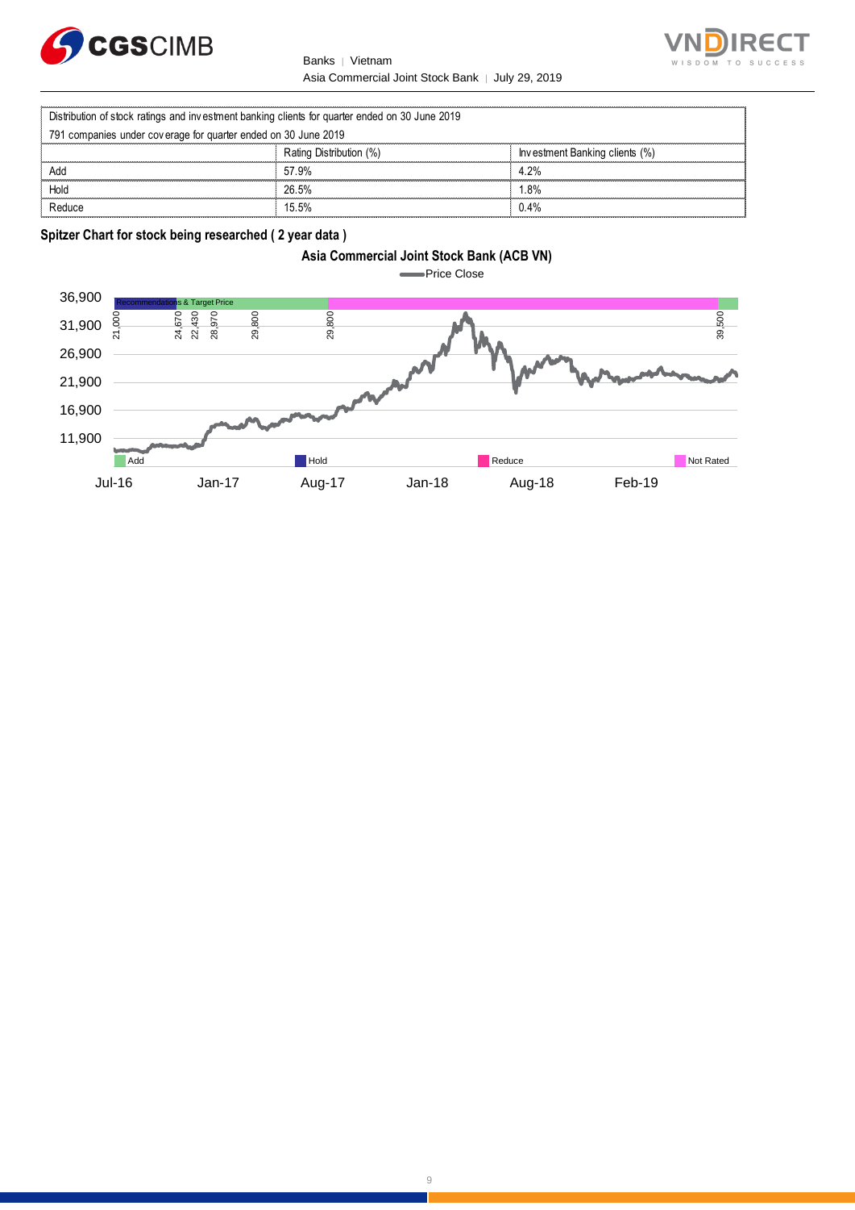| Distribution of stock ratings and investment banking clients for quarter ended on 30 June 2019 | | |
|---|---|---|
| 791 companies under coverage for quarter ended on 30 June 2019 | | |
| | Rating Distribution (%) | Investment Banking clients (%) |
| Add | 57.9% | 4.2% |
| Hold | 26.5% | 1.8% |
| Reduce | 15.5% | 0.4% |

**Spitzer Chart for stock being researched ( 2 year data )**

**Asia Commercial Joint Stock Bank (ACB VN)**

Price Close

Recommendations & Target Price

21,000 24,670 22,430 28,970 29,800 29,800 39,500

36,900
31,900
26,900
21,900
16,900
11,900

Add Hold Reduce Not Rated

Jul-16 Jan-17 Aug-17 Jan-18 Aug-18 Feb-19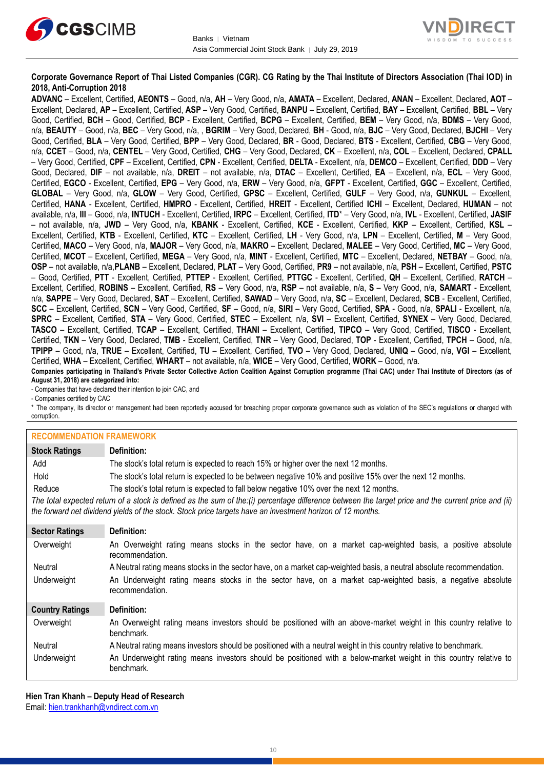**Corporate Governance Report of Thai Listed Companies (CGR). CG Rating by the Thai Institute of Directors Association (Thai IOD) in 2018, Anti-Corruption 2018**

**ADVANC** – Excellent, Certified, **AEONTS** – Good, n/a, **AH** – Very Good, n/a, **AMATA** – Excellent, Declared, **ANAN** – Excellent, Declared, **AOT** – Excellent, Declared, **AP** – Excellent, Certified, **ASP** – Very Good, Certified, **BANPU** – Excellent, Certified, **BAY** – Excellent, Certified, **BBL** – Very Good, Certified, **BCH** – Good, Certified, **BCP** - Excellent, Certified, **BCPG** – Excellent, Certified, **BEM** – Very Good, n/a, **BDMS** – Very Good, n/a, **BEAUTY** – Good, n/a, **BEC** – Very Good, n/a, , **BGRIM** – Very Good, Declared, **BH** - Good, n/a, **BJC** – Very Good, Declared, **BJCHI** – Very Good, Certified, **BLA** – Very Good, Certified, **BPP** – Very Good, Declared, **BR** - Good, Declared, **BTS** - Excellent, Certified, **CBG** – Very Good, n/a, **CCET** – Good, n/a, **CENTEL** – Very Good, Certified, **CHG** – Very Good, Declared, **CK** – Excellent, n/a, **COL** – Excellent, Declared, **CPALL** – Very Good, Certified, **CPF** – Excellent, Certified, **CPN** - Excellent, Certified, **DELTA** - Excellent, n/a, **DEMCO** – Excellent, Certified, **DDD** – Very Good, Declared, **DIF** – not available, n/a, **DREIT** – not available, n/a, **DTAC** – Excellent, Certified, **EA** – Excellent, n/a, **ECL** – Very Good, Certified, **EGCO** - Excellent, Certified, **EPG** – Very Good, n/a, **ERW** – Very Good, n/a, **GFPT** - Excellent, Certified, **GGC** – Excellent, Certified, **GLOBAL** – Very Good, n/a, **GLOW** – Very Good, Certified, **GPSC** – Excellent, Certified, **GULF** – Very Good, n/a, **GUNKUL** – Excellent, Certified, **HANA** - Excellent, Certified, **HMPRO** - Excellent, Certified, **HREIT** - Excellent, Certified **ICHI** – Excellent, Declared, **HUMAN** – not available, n/a, **III** – Good, n/a, **INTUCH** - Excellent, Certified, **IRPC** – Excellent, Certified, **ITD*** – Very Good, n/a, **IVL** - Excellent, Certified, **JASIF** – not available, n/a, **JWD** – Very Good, n/a, **KBANK** - Excellent, Certified, **KCE** - Excellent, Certified, **KKP** – Excellent, Certified, **KSL** – Excellent, Certified, **KTB** - Excellent, Certified, **KTC** – Excellent, Certified, **LH** - Very Good, n/a, **LPN** – Excellent, Certified, **M** – Very Good, Certified, **MACO** – Very Good, n/a, **MAJOR** – Very Good, n/a, **MAKRO** – Excellent, Declared, **MALEE** – Very Good, Certified, **MC** – Very Good, Certified, **MCOT** – Excellent, Certified, **MEGA** – Very Good, n/a, **MINT** - Excellent, Certified, **MTC** – Excellent, Declared, **NETBAY** – Good, n/a, **OSP** – not available, n/a, **PLANB** – Excellent, Declared, **PLAT** – Very Good, Certified, **PR9** – not available, n/a, **PSH** – Excellent, Certified, **PSTC** – Good, Certified, **PTT** - Excellent, Certified, **PTTEP** - Excellent, Certified, **PTTGC** - Excellent, Certified, **QH** – Excellent, Certified, **RATCH** – Excellent, Certified, **ROBINS** – Excellent, Certified, **RS** – Very Good, n/a, **RSP** – not available, n/a, **S** – Very Good, n/a, **SAMART** - Excellent, n/a, **SAPPE** – Very Good, Declared, **SAT** – Excellent, Certified, **SAWAD** – Very Good, n/a, **SC** – Excellent, Declared, **SCB** - Excellent, Certified, **SCC** – Excellent, Certified, **SCN** – Very Good, Certified, **SF** – Good, n/a, **SIRI** – Very Good, Certified, **SPA** - Good, n/a, **SPALI** - Excellent, n/a, **SPRC** – Excellent, Certified, **STA** – Very Good, Certified, **STEC** – Excellent, n/a, **SVI** – Excellent, Certified, **SYNEX** – Very Good, Declared, **TASCO** – Excellent, Certified, **TCAP** – Excellent, Certified, **THANI** – Excellent, Certified, **TIPCO** – Very Good, Certified, **TISCO** - Excellent, Certified, **TKN** – Very Good, Declared, **TMB** - Excellent, Certified, **TNR** – Very Good, Declared, **TOP** - Excellent, Certified, **TPCH** – Good, n/a, **TPIPP** – Good, n/a, **TRUE** – Excellent, Certified, **TU** – Excellent, Certified, **TVO** – Very Good, Declared, **UNIQ** – Good, n/a, **VGI** – Excellent, Certified, **WHA** – Excellent, Certified, **WHART** – not available, n/a, **WICE** – Very Good, Certified, **WORK** – Good, n/a.

**Companies participating in Thailand's Private Sector Collective Action Coalition Against Corruption programme (Thai CAC) under Thai Institute of Directors (as of August 31, 2018) are categorized into:**

- Companies that have declared their intention to join CAC, and
- Companies certified by CAC

* The company, its director or management had been reportedly accused for breaching proper corporate governance such as violation of the SEC's regulations or charged with corruption.

## RECOMMENDATION FRAMEWORK

| Stock Ratings | Definition: |
|---|---|
| Add | The stock's total return is expected to reach 15% or higher over the next 12 months. |
| Hold | The stock's total return is expected to be between negative 10% and positive 15% over the next 12 months. |
| Reduce | The stock's total return is expected to fall below negative 10% over the next 12 months. |

*The total expected return of a stock is defined as the sum of the:(i) percentage difference between the target price and the current price and (ii) the forward net dividend yields of the stock. Stock price targets have an investment horizon of 12 months.*

| Sector Ratings | Definition: |
|---|---|
| Overweight | An Overweight rating means stocks in the sector have, on a market cap-weighted basis, a positive absolute recommendation. |
| Neutral | A Neutral rating means stocks in the sector have, on a market cap-weighted basis, a neutral absolute recommendation. |
| Underweight | An Underweight rating means stocks in the sector have, on a market cap-weighted basis, a negative absolute recommendation. |

| Country Ratings | Definition: |
|---|---|
| Overweight | An Overweight rating means investors should be positioned with an above-market weight in this country relative to benchmark. |
| Neutral | A Neutral rating means investors should be positioned with a neutral weight in this country relative to benchmark. |
| Underweight | An Underweight rating means investors should be positioned with a below-market weight in this country relative to benchmark. |

**Hien Tran Khanh – Deputy Head of Research**
Email: hien.trankhanh@vndirect.com.vn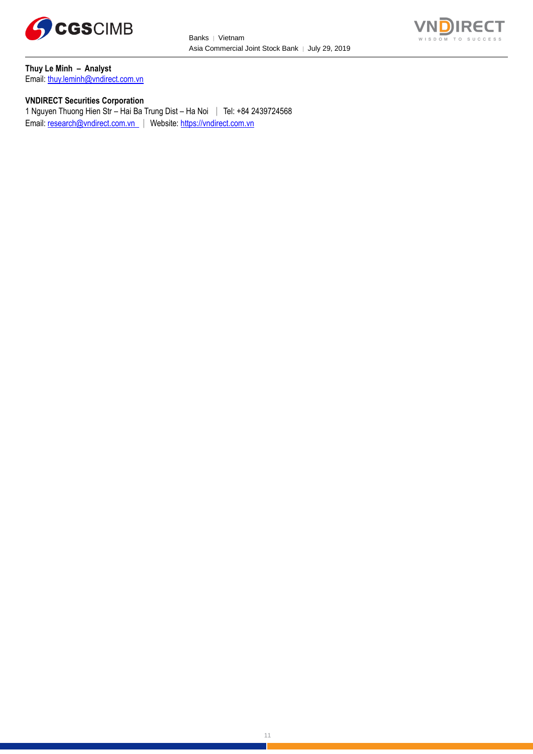**Thuy Le Minh – Analyst**
Email: thuy.leminh@vndirect.com.vn

**VNDIRECT Securities Corporation**
1 Nguyen Thuong Hien Str – Hai Ba Trung Dist – Ha Noi | Tel: +84 2439724568
Email: research@vndirect.com.vn | Website: https://vndirect.com.vn